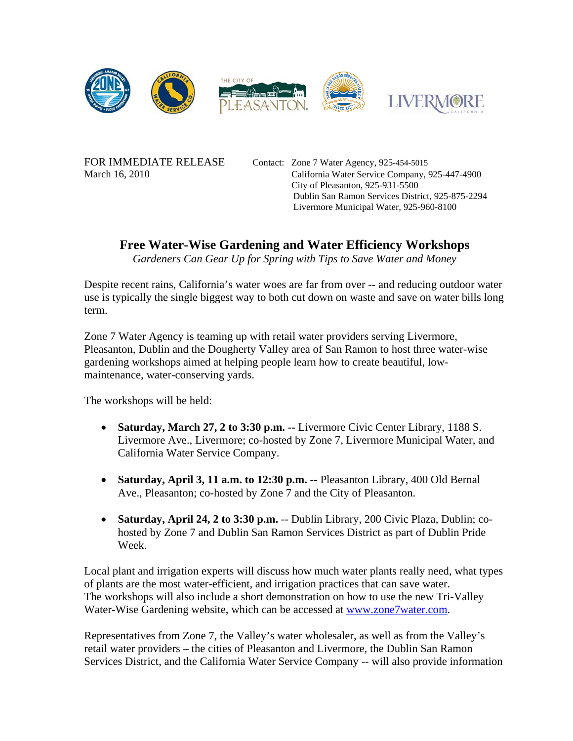FOR IMMEDIATE RELEASE
March 16, 2010

Contact: Zone 7 Water Agency, 925-454-5015
California Water Service Company, 925-447-4900
City of Pleasanton, 925-931-5500
Dublin San Ramon Services District, 925-875-2294
Livermore Municipal Water, 925-960-8100

# Free Water-Wise Gardening and Water Efficiency Workshops

*Gardeners Can Gear Up for Spring with Tips to Save Water and Money*

Despite recent rains, California's water woes are far from over -- and reducing outdoor water use is typically the single biggest way to both cut down on waste and save on water bills long term.

Zone 7 Water Agency is teaming up with retail water providers serving Livermore, Pleasanton, Dublin and the Dougherty Valley area of San Ramon to host three water-wise gardening workshops aimed at helping people learn how to create beautiful, low-maintenance, water-conserving yards.

The workshops will be held:

- **Saturday, March 27, 2 to 3:30 p.m. --** Livermore Civic Center Library, 1188 S. Livermore Ave., Livermore; co-hosted by Zone 7, Livermore Municipal Water, and California Water Service Company.
- **Saturday, April 3, 11 a.m. to 12:30 p.m. --** Pleasanton Library, 400 Old Bernal Ave., Pleasanton; co-hosted by Zone 7 and the City of Pleasanton.
- **Saturday, April 24, 2 to 3:30 p.m.** -- Dublin Library, 200 Civic Plaza, Dublin; co-hosted by Zone 7 and Dublin San Ramon Services District as part of Dublin Pride Week.

Local plant and irrigation experts will discuss how much water plants really need, what types of plants are the most water-efficient, and irrigation practices that can save water. The workshops will also include a short demonstration on how to use the new Tri-Valley Water-Wise Gardening website, which can be accessed at www.zone7water.com.

Representatives from Zone 7, the Valley's water wholesaler, as well as from the Valley's retail water providers – the cities of Pleasanton and Livermore, the Dublin San Ramon Services District, and the California Water Service Company -- will also provide information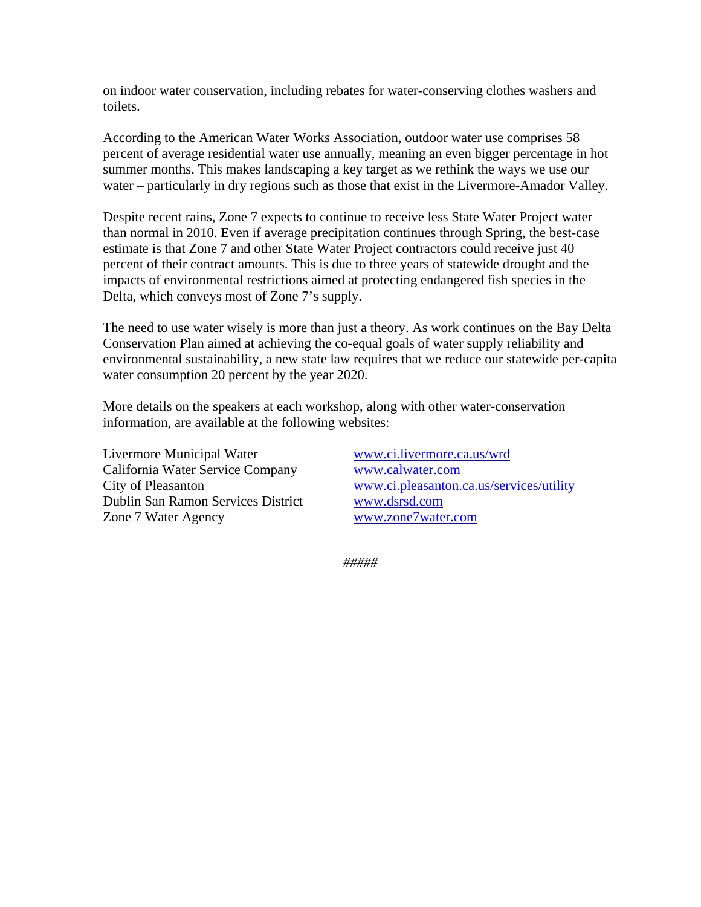on indoor water conservation, including rebates for water-conserving clothes washers and toilets.

According to the American Water Works Association, outdoor water use comprises 58 percent of average residential water use annually, meaning an even bigger percentage in hot summer months. This makes landscaping a key target as we rethink the ways we use our water – particularly in dry regions such as those that exist in the Livermore-Amador Valley.

Despite recent rains, Zone 7 expects to continue to receive less State Water Project water than normal in 2010. Even if average precipitation continues through Spring, the best-case estimate is that Zone 7 and other State Water Project contractors could receive just 40 percent of their contract amounts. This is due to three years of statewide drought and the impacts of environmental restrictions aimed at protecting endangered fish species in the Delta, which conveys most of Zone 7's supply.

The need to use water wisely is more than just a theory. As work continues on the Bay Delta Conservation Plan aimed at achieving the co-equal goals of water supply reliability and environmental sustainability, a new state law requires that we reduce our statewide per-capita water consumption 20 percent by the year 2020.

More details on the speakers at each workshop, along with other water-conservation information, are available at the following websites:

| | |
|---|---|
| Livermore Municipal Water | www.ci.livermore.ca.us/wrd |
| California Water Service Company | www.calwater.com |
| City of Pleasanton | www.ci.pleasanton.ca.us/services/utility |
| Dublin San Ramon Services District | www.dsrsd.com |
| Zone 7 Water Agency | www.zone7water.com |

#####